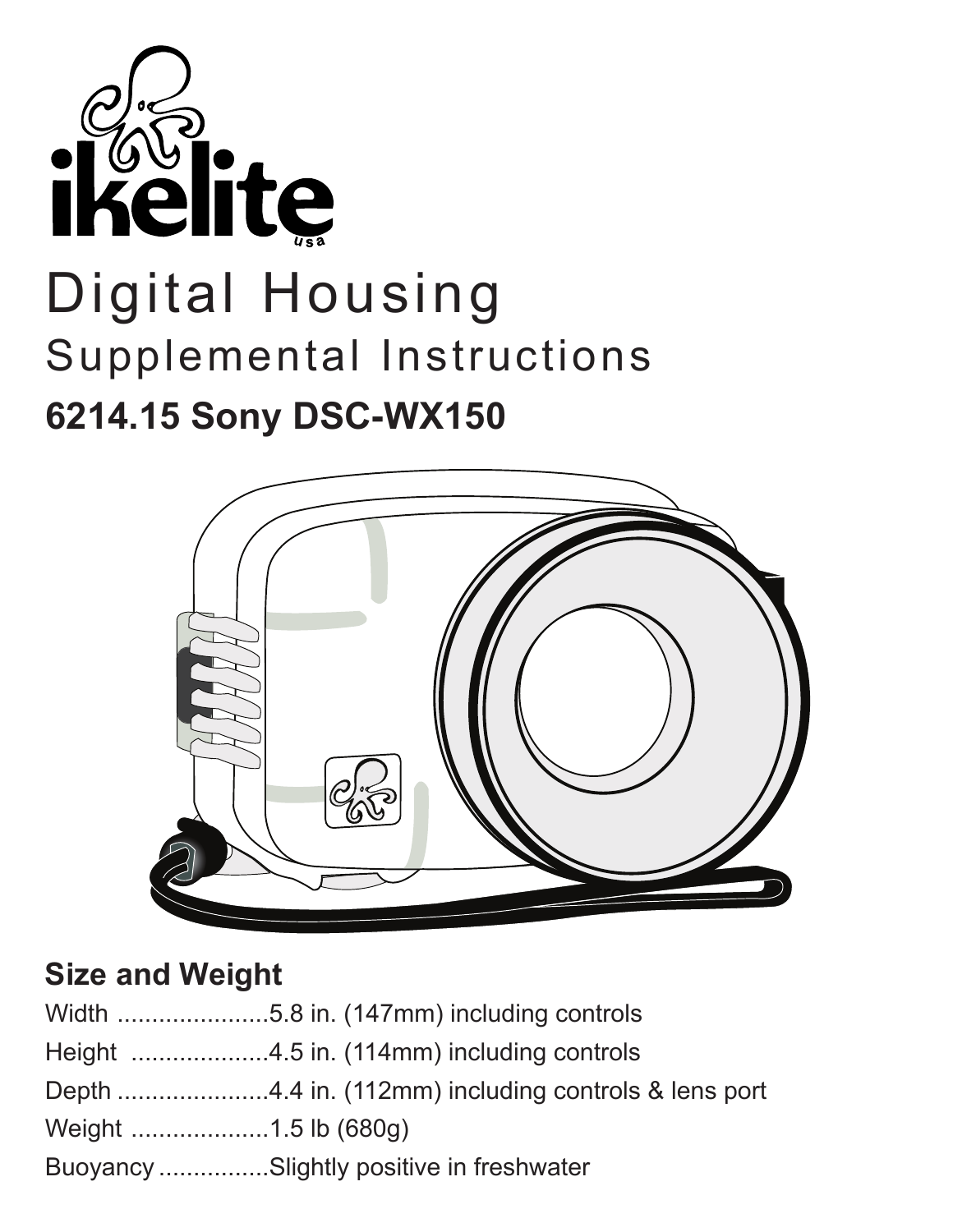# ikelite

# Digital Housing

## Supplemental Instructions

### 6214.15 Sony DSC-WX150

### Size and Weight

Width ......................5.8 in. (147mm) including controls

Height ....................4.5 in. (114mm) including controls

Depth ......................4.4 in. (112mm) including controls & lens port

Weight ....................1.5 lb (680g)

Buoyancy ................Slightly positive in freshwater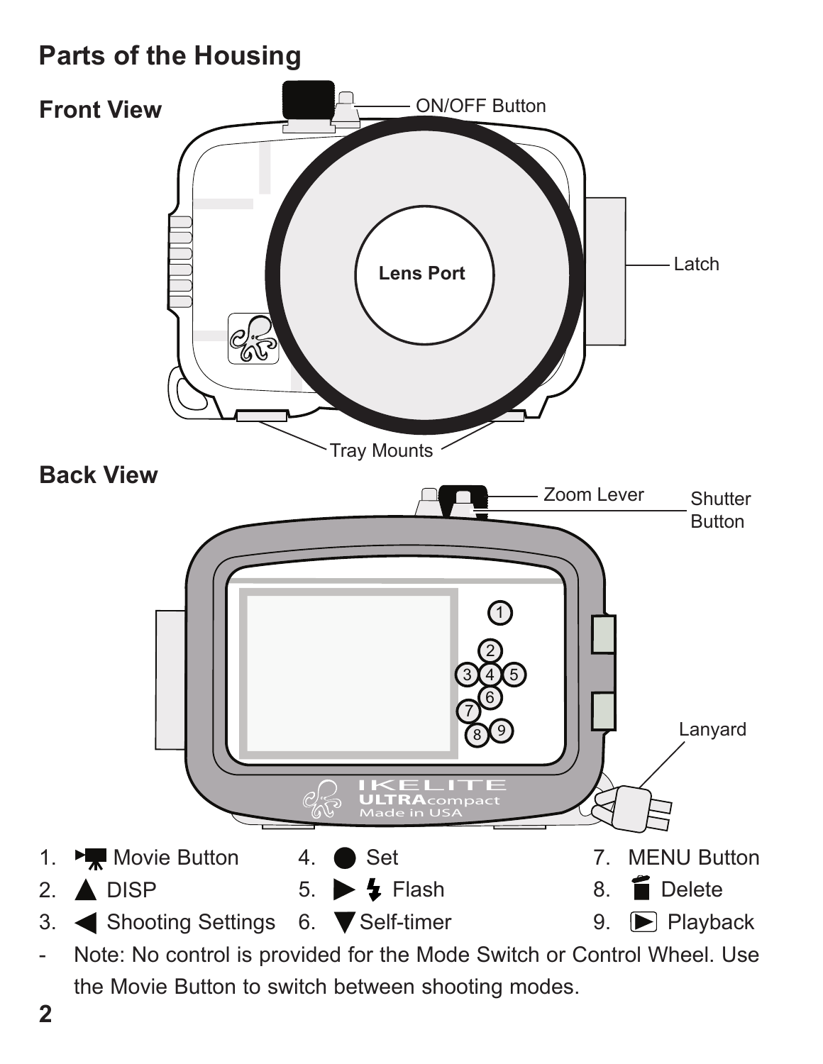# Parts of the Housing

## Front View

ON/OFF Button

Lens Port

Latch

Tray Mounts

## Back View

Zoom Lever

Shutter Button

Lanyard

IKELITE ULTRAcompact Made in USA

1. Movie Button
2. ▲ DISP
3. ◀ Shooting Settings
4. ● Set
5. ▶ Flash
6. ▼ Self-timer
7. MENU Button
8. Delete
9. Playback

- Note: No control is provided for the Mode Switch or Control Wheel. Use the Movie Button to switch between shooting modes.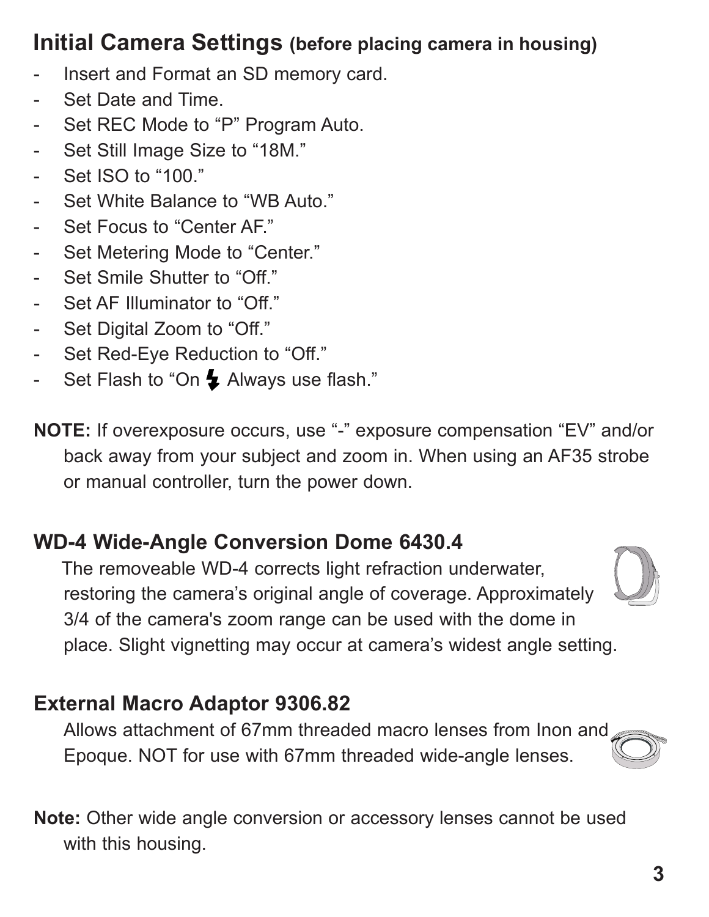## Initial Camera Settings **(before placing camera in housing)**

- Insert and Format an SD memory card.
- Set Date and Time.
- Set REC Mode to “P” Program Auto.
- Set Still Image Size to “18M.”
- Set ISO to “100.”
- Set White Balance to “WB Auto.”
- Set Focus to “Center AF.”
- Set Metering Mode to “Center.”
- Set Smile Shutter to “Off.”
- Set AF Illuminator to “Off.”
- Set Digital Zoom to “Off.”
- Set Red-Eye Reduction to “Off.”
- Set Flash to “On ⚡ Always use flash.”

**NOTE:** If overexposure occurs, use “-” exposure compensation “EV” and/or back away from your subject and zoom in. When using an AF35 strobe or manual controller, turn the power down.

## WD-4 Wide-Angle Conversion Dome 6430.4

The removeable WD-4 corrects light refraction underwater, restoring the camera’s original angle of coverage. Approximately 3/4 of the camera's zoom range can be used with the dome in place. Slight vignetting may occur at camera’s widest angle setting.

## External Macro Adaptor 9306.82

Allows attachment of 67mm threaded macro lenses from Inon and Epoque. NOT for use with 67mm threaded wide-angle lenses.

**Note:** Other wide angle conversion or accessory lenses cannot be used with this housing.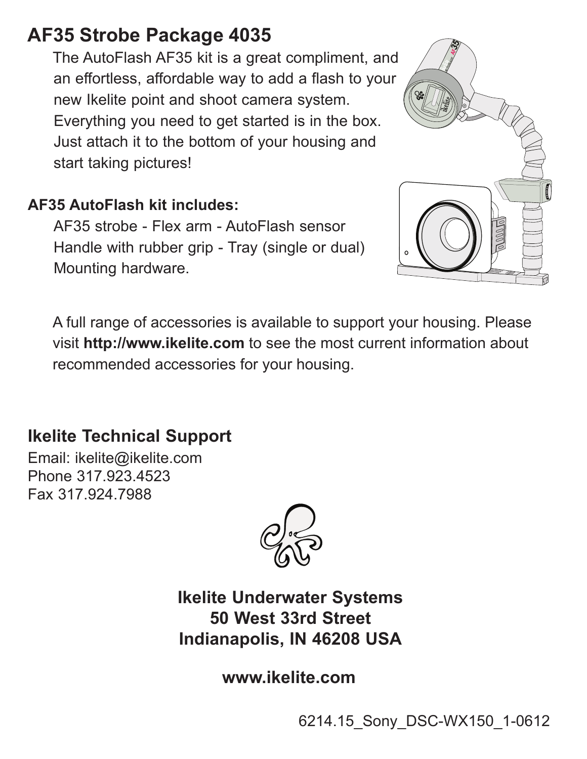## AF35 Strobe Package 4035

The AutoFlash AF35 kit is a great compliment, and an effortless, affordable way to add a flash to your new Ikelite point and shoot camera system. Everything you need to get started is in the box. Just attach it to the bottom of your housing and start taking pictures!

**AF35 AutoFlash kit includes:**

AF35 strobe - Flex arm - AutoFlash sensor
Handle with rubber grip - Tray (single or dual)
Mounting hardware.

A full range of accessories is available to support your housing. Please visit **http://www.ikelite.com** to see the most current information about recommended accessories for your housing.

## Ikelite Technical Support

Email: ikelite@ikelite.com
Phone 317.923.4523
Fax 317.924.7988

**Ikelite Underwater Systems**
**50 West 33rd Street**
**Indianapolis, IN 46208 USA**

**www.ikelite.com**

6214.15_Sony_DSC-WX150_1-0612